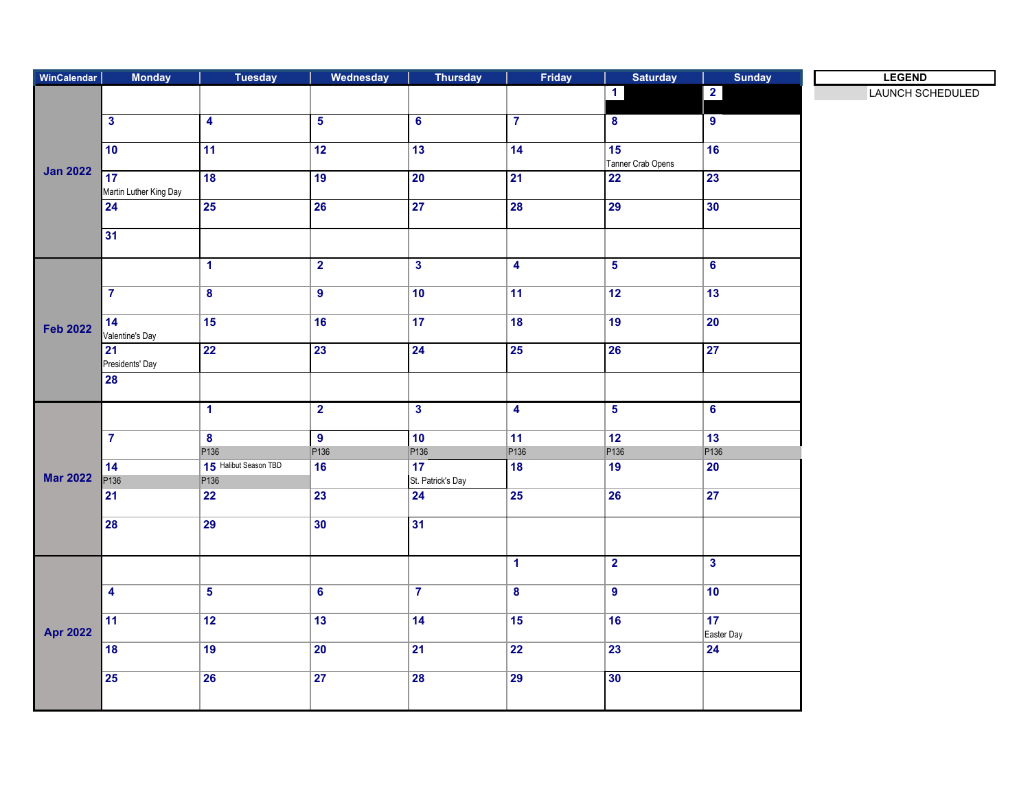| WinCalendar | Monday | Tuesday | Wednesday | Thursday | Friday | Saturday | Sunday |
|---|---|---|---|---|---|---|---|
| Jan 2022 | | | | | | 1 | 2 |
| | 3 | 4 | 5 | 6 | 7 | 8 | 9 |
| | 10 | 11 | 12 | 13 | 14 | 15 Tanner Crab Opens | 16 |
| | 17 Martin Luther King Day | 18 | 19 | 20 | 21 | 22 | 23 |
| | 24 | 25 | 26 | 27 | 28 | 29 | 30 |
| | 31 | | | | | | |
| Feb 2022 | | 1 | 2 | 3 | 4 | 5 | 6 |
| | 7 | 8 | 9 | 10 | 11 | 12 | 13 |
| | 14 Valentine's Day | 15 | 16 | 17 | 18 | 19 | 20 |
| | 21 Presidents' Day | 22 | 23 | 24 | 25 | 26 | 27 |
| | 28 | | | | | | |
| Mar 2022 | | 1 | 2 | 3 | 4 | 5 | 6 |
| | 7 | 8 P136 | 9 P136 | 10 P136 | 11 P136 | 12 P136 | 13 P136 |
| | 14 P136 | 15 Halibut Season TBD P136 | 16 | 17 St. Patrick's Day | 18 | 19 | 20 |
| | 21 | 22 | 23 | 24 | 25 | 26 | 27 |
| | 28 | 29 | 30 | 31 | | | |
| Apr 2022 | | | | | 1 | 2 | 3 |
| | 4 | 5 | 6 | 7 | 8 | 9 | 10 |
| | 11 | 12 | 13 | 14 | 15 | 16 | 17 Easter Day |
| | 18 | 19 | 20 | 21 | 22 | 23 | 24 |
| | 25 | 26 | 27 | 28 | 29 | 30 | |

| LEGEND | |
|---|---|
| | LAUNCH SCHEDULED |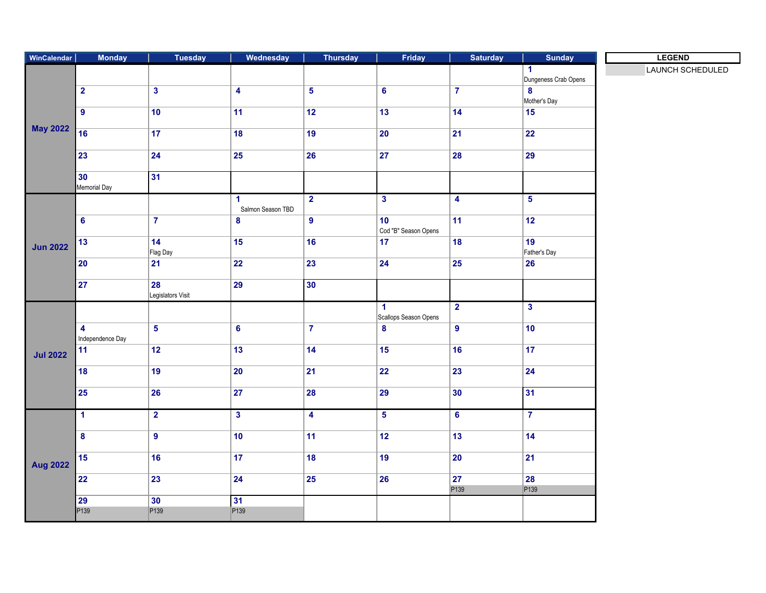| WinCalendar | Monday | Tuesday | Wednesday | Thursday | Friday | Saturday | Sunday |
|---|---|---|---|---|---|---|---|
| May 2022 | | | | | | | 1 Dungeness Crab Opens |
| | 2 | 3 | 4 | 5 | 6 | 7 | 8 Mother's Day |
| | 9 | 10 | 11 | 12 | 13 | 14 | 15 |
| | 16 | 17 | 18 | 19 | 20 | 21 | 22 |
| | 23 | 24 | 25 | 26 | 27 | 28 | 29 |
| | 30 Memorial Day | 31 | | | | | |
| Jun 2022 | | | 1 Salmon Season TBD | 2 | 3 | 4 | 5 |
| | 6 | 7 | 8 | 9 | 10 Cod "B" Season Opens | 11 | 12 |
| | 13 | 14 Flag Day | 15 | 16 | 17 | 18 | 19 Father's Day |
| | 20 | 21 | 22 | 23 | 24 | 25 | 26 |
| | 27 | 28 Legislators Visit | 29 | 30 | | | |
| Jul 2022 | | | | | 1 Scallops Season Opens | 2 | 3 |
| | 4 Independence Day | 5 | 6 | 7 | 8 | 9 | 10 |
| | 11 | 12 | 13 | 14 | 15 | 16 | 17 |
| | 18 | 19 | 20 | 21 | 22 | 23 | 24 |
| | 25 | 26 | 27 | 28 | 29 | 30 | 31 |
| Aug 2022 | 1 | 2 | 3 | 4 | 5 | 6 | 7 |
| | 8 | 9 | 10 | 11 | 12 | 13 | 14 |
| | 15 | 16 | 17 | 18 | 19 | 20 | 21 |
| | 22 | 23 | 24 | 25 | 26 | 27 P139 | 28 P139 |
| | 29 P139 | 30 P139 | 31 P139 | | | | |

| LEGEND |
|---|
| LAUNCH SCHEDULED |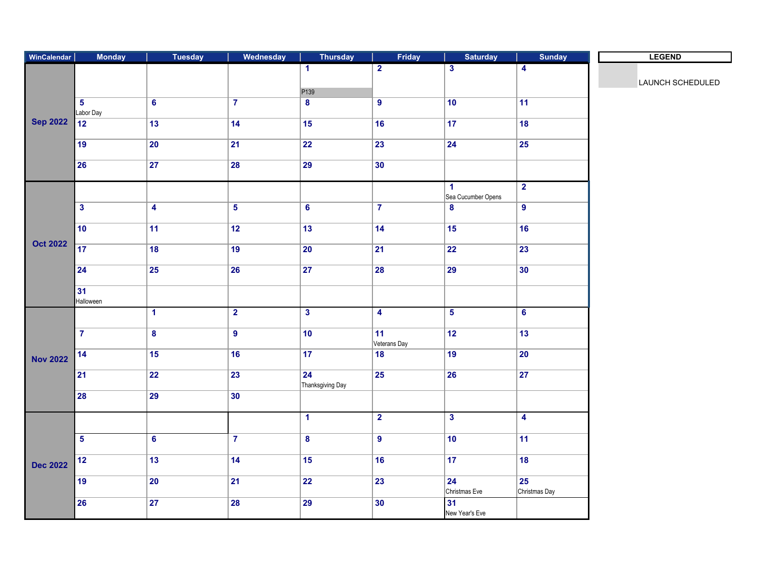| WinCalendar | Monday | Tuesday | Wednesday | Thursday | Friday | Saturday | Sunday |
|---|---|---|---|---|---|---|---|
| Sep 2022 | | | | 1 P139 | 2 | 3 | 4 |
| | 5 Labor Day | 6 | 7 | 8 | 9 | 10 | 11 |
| | 12 | 13 | 14 | 15 | 16 | 17 | 18 |
| | 19 | 20 | 21 | 22 | 23 | 24 | 25 |
| | 26 | 27 | 28 | 29 | 30 | | |
| Oct 2022 | | | | | | 1 Sea Cucumber Opens | 2 |
| | 3 | 4 | 5 | 6 | 7 | 8 | 9 |
| | 10 | 11 | 12 | 13 | 14 | 15 | 16 |
| | 17 | 18 | 19 | 20 | 21 | 22 | 23 |
| | 24 | 25 | 26 | 27 | 28 | 29 | 30 |
| | 31 Halloween | | | | | | |
| Nov 2022 | | 1 | 2 | 3 | 4 | 5 | 6 |
| | 7 | 8 | 9 | 10 | 11 Veterans Day | 12 | 13 |
| | 14 | 15 | 16 | 17 | 18 | 19 | 20 |
| | 21 | 22 | 23 | 24 Thanksgiving Day | 25 | 26 | 27 |
| | 28 | 29 | 30 | | | | |
| Dec 2022 | | | | 1 | 2 | 3 | 4 |
| | 5 | 6 | 7 | 8 | 9 | 10 | 11 |
| | 12 | 13 | 14 | 15 | 16 | 17 | 18 |
| | 19 | 20 | 21 | 22 | 23 | 24 Christmas Eve | 25 Christmas Day |
| | 26 | 27 | 28 | 29 | 30 | 31 New Year's Eve | |

**LEGEND**

LAUNCH SCHEDULED